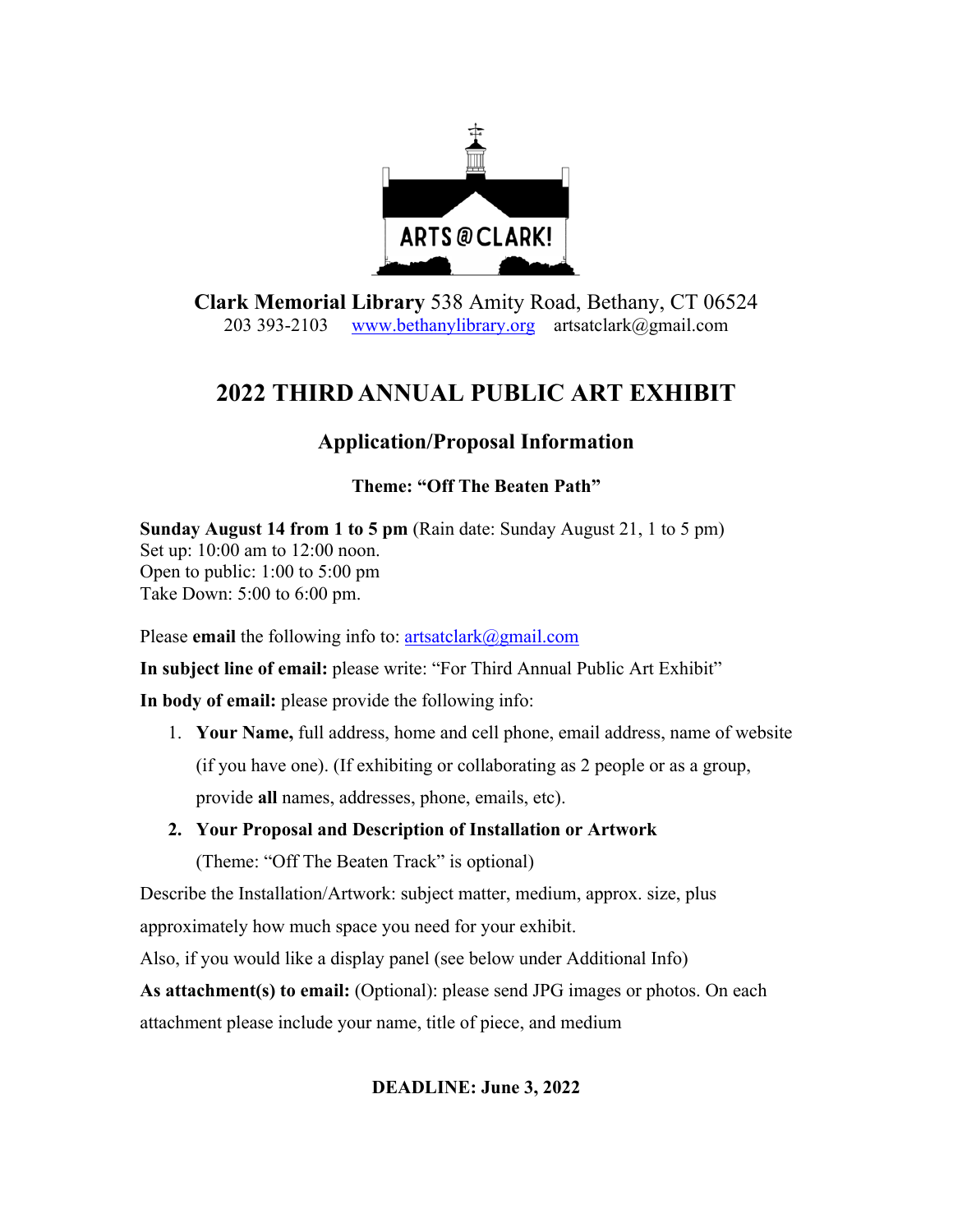ARTS@CLARK!

**Clark Memorial Library** 538 Amity Road, Bethany, CT 06524
203 393-2103 www.bethanylibrary.org artsatclark@gmail.com

# 2022 THIRD ANNUAL PUBLIC ART EXHIBIT

## Application/Proposal Information

### Theme: "Off The Beaten Path"

**Sunday August 14 from 1 to 5 pm** (Rain date: Sunday August 21, 1 to 5 pm)
Set up: 10:00 am to 12:00 noon.
Open to public: 1:00 to 5:00 pm
Take Down: 5:00 to 6:00 pm.

Please **email** the following info to: artsatclark@gmail.com

**In subject line of email:** please write: "For Third Annual Public Art Exhibit"

**In body of email:** please provide the following info:

1. **Your Name,** full address, home and cell phone, email address, name of website (if you have one). (If exhibiting or collaborating as 2 people or as a group, provide **all** names, addresses, phone, emails, etc).
2. **Your Proposal and Description of Installation or Artwork**
   (Theme: "Off The Beaten Track" is optional)

Describe the Installation/Artwork: subject matter, medium, approx. size, plus approximately how much space you need for your exhibit.

Also, if you would like a display panel (see below under Additional Info)

**As attachment(s) to email:** (Optional): please send JPG images or photos. On each attachment please include your name, title of piece, and medium

**DEADLINE: June 3, 2022**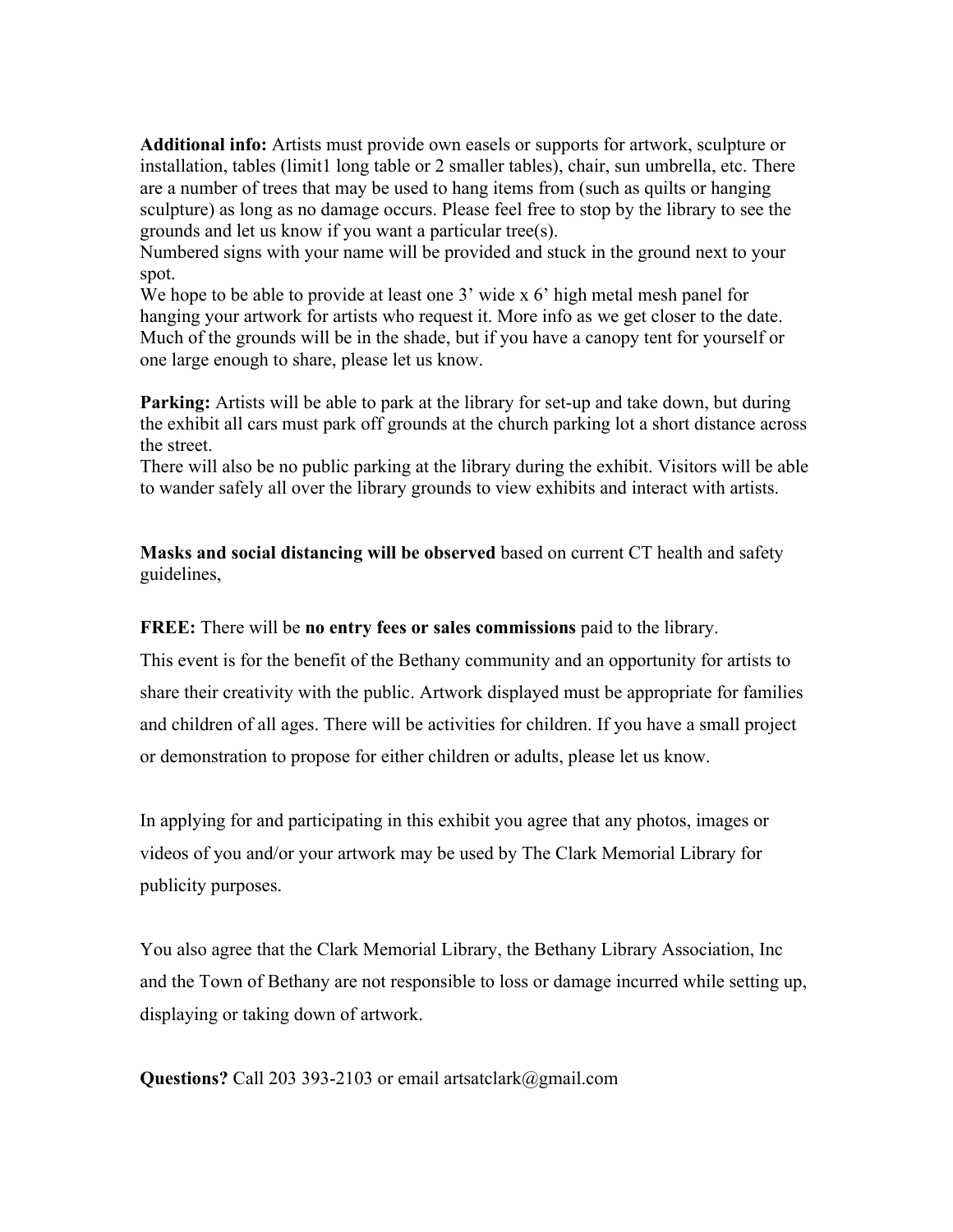**Additional info:** Artists must provide own easels or supports for artwork, sculpture or installation, tables (limit1 long table or 2 smaller tables), chair, sun umbrella, etc. There are a number of trees that may be used to hang items from (such as quilts or hanging sculpture) as long as no damage occurs. Please feel free to stop by the library to see the grounds and let us know if you want a particular tree(s).

Numbered signs with your name will be provided and stuck in the ground next to your spot.

We hope to be able to provide at least one 3' wide x 6' high metal mesh panel for hanging your artwork for artists who request it. More info as we get closer to the date. Much of the grounds will be in the shade, but if you have a canopy tent for yourself or one large enough to share, please let us know.

**Parking:** Artists will be able to park at the library for set-up and take down, but during the exhibit all cars must park off grounds at the church parking lot a short distance across the street.

There will also be no public parking at the library during the exhibit. Visitors will be able to wander safely all over the library grounds to view exhibits and interact with artists.

**Masks and social distancing will be observed** based on current CT health and safety guidelines,

**FREE:** There will be **no entry fees or sales commissions** paid to the library.

This event is for the benefit of the Bethany community and an opportunity for artists to share their creativity with the public. Artwork displayed must be appropriate for families and children of all ages. There will be activities for children. If you have a small project or demonstration to propose for either children or adults, please let us know.

In applying for and participating in this exhibit you agree that any photos, images or videos of you and/or your artwork may be used by The Clark Memorial Library for publicity purposes.

You also agree that the Clark Memorial Library, the Bethany Library Association, Inc and the Town of Bethany are not responsible to loss or damage incurred while setting up, displaying or taking down of artwork.

**Questions?** Call 203 393-2103 or email artsatclark@gmail.com